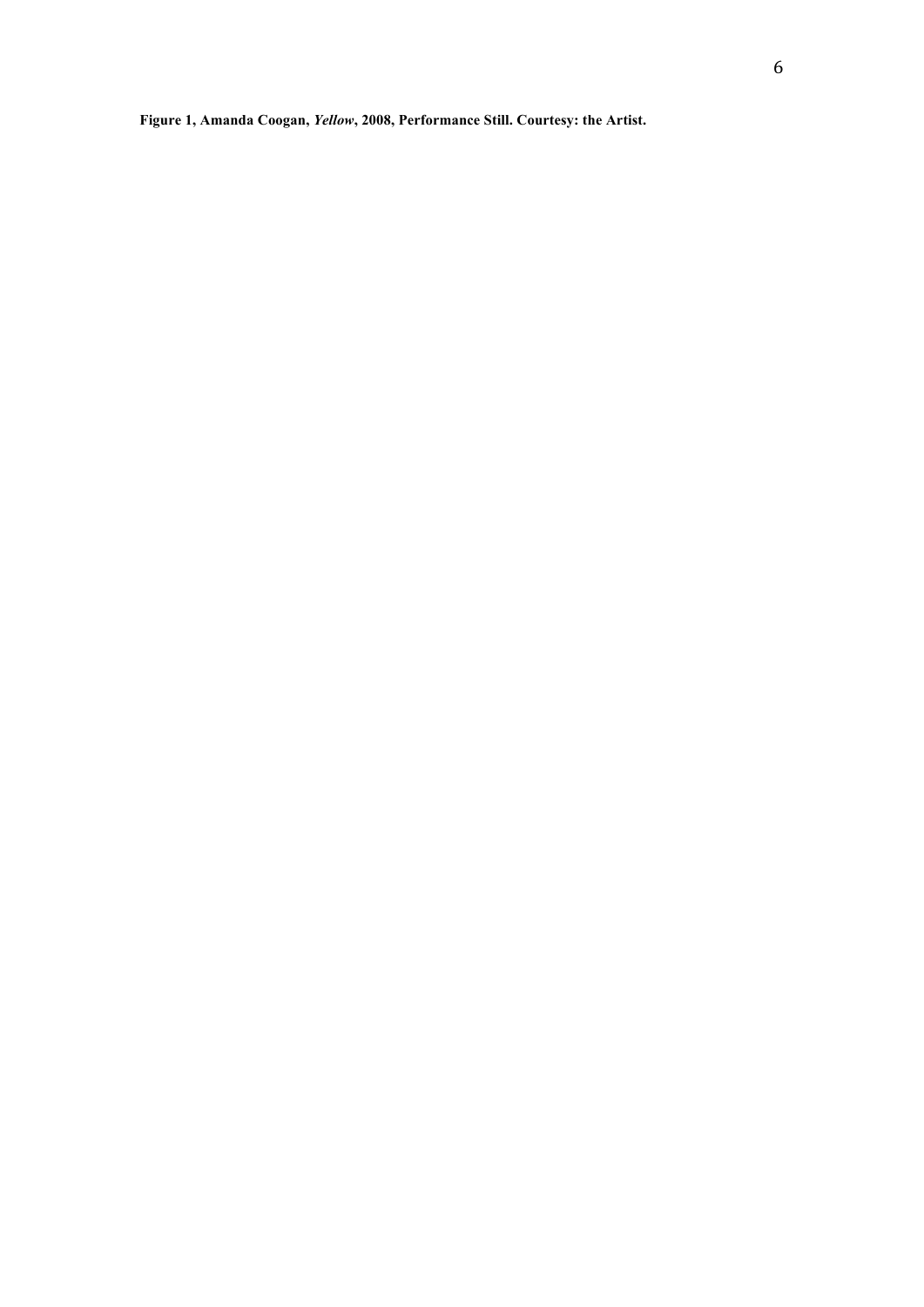**Figure 1, Amanda Coogan, *Yellow*, 2008, Performance Still. Courtesy: the Artist.**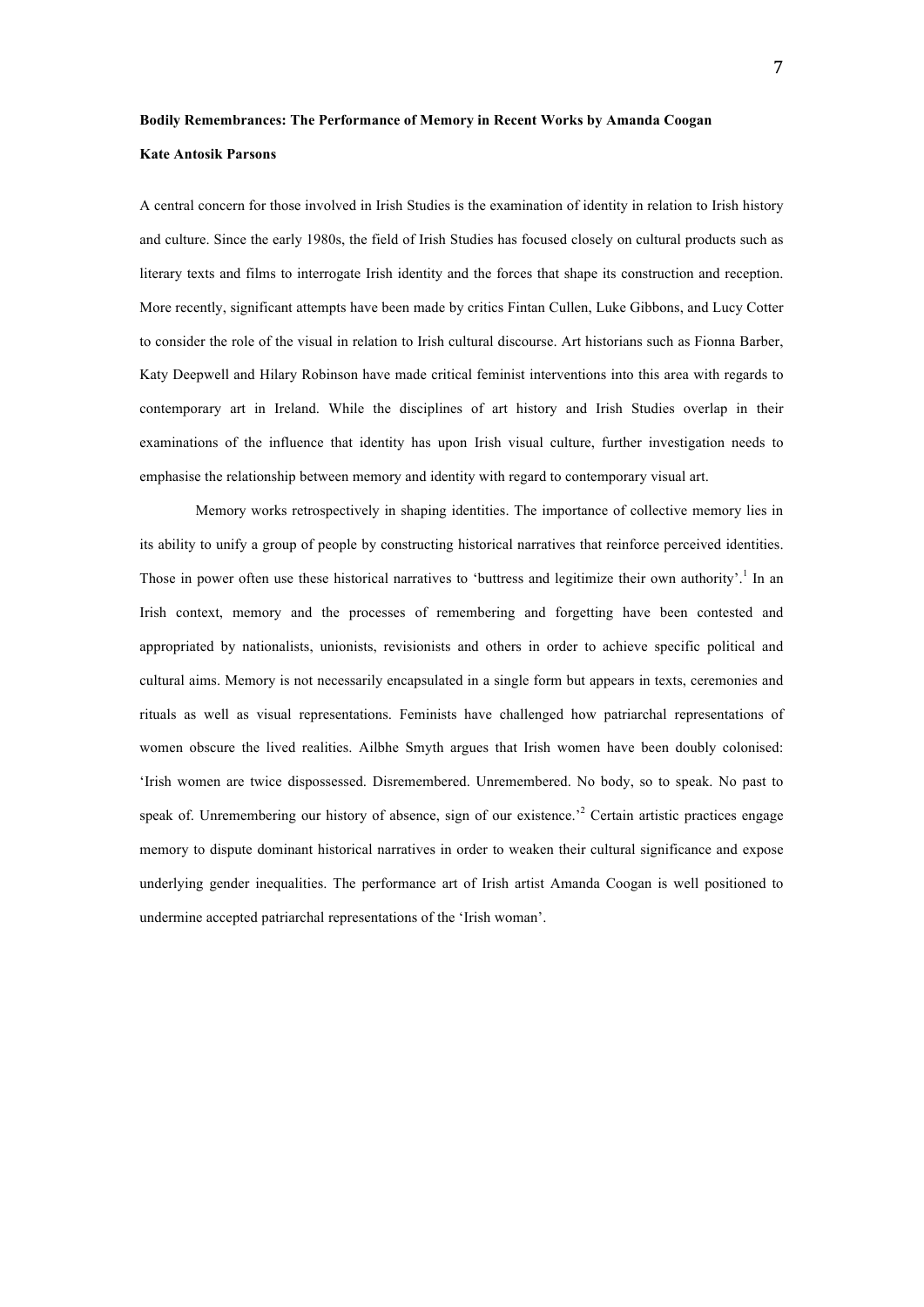**Bodily Remembrances: The Performance of Memory in Recent Works by Amanda Coogan**

**Kate Antosik Parsons**

A central concern for those involved in Irish Studies is the examination of identity in relation to Irish history and culture. Since the early 1980s, the field of Irish Studies has focused closely on cultural products such as literary texts and films to interrogate Irish identity and the forces that shape its construction and reception. More recently, significant attempts have been made by critics Fintan Cullen, Luke Gibbons, and Lucy Cotter to consider the role of the visual in relation to Irish cultural discourse. Art historians such as Fionna Barber, Katy Deepwell and Hilary Robinson have made critical feminist interventions into this area with regards to contemporary art in Ireland. While the disciplines of art history and Irish Studies overlap in their examinations of the influence that identity has upon Irish visual culture, further investigation needs to emphasise the relationship between memory and identity with regard to contemporary visual art.

Memory works retrospectively in shaping identities. The importance of collective memory lies in its ability to unify a group of people by constructing historical narratives that reinforce perceived identities. Those in power often use these historical narratives to 'buttress and legitimize their own authority'.[1] In an Irish context, memory and the processes of remembering and forgetting have been contested and appropriated by nationalists, unionists, revisionists and others in order to achieve specific political and cultural aims. Memory is not necessarily encapsulated in a single form but appears in texts, ceremonies and rituals as well as visual representations. Feminists have challenged how patriarchal representations of women obscure the lived realities. Ailbhe Smyth argues that Irish women have been doubly colonised: 'Irish women are twice dispossessed. Disremembered. Unremembered. No body, so to speak. No past to speak of. Unremembering our history of absence, sign of our existence.'[2] Certain artistic practices engage memory to dispute dominant historical narratives in order to weaken their cultural significance and expose underlying gender inequalities. The performance art of Irish artist Amanda Coogan is well positioned to undermine accepted patriarchal representations of the 'Irish woman'.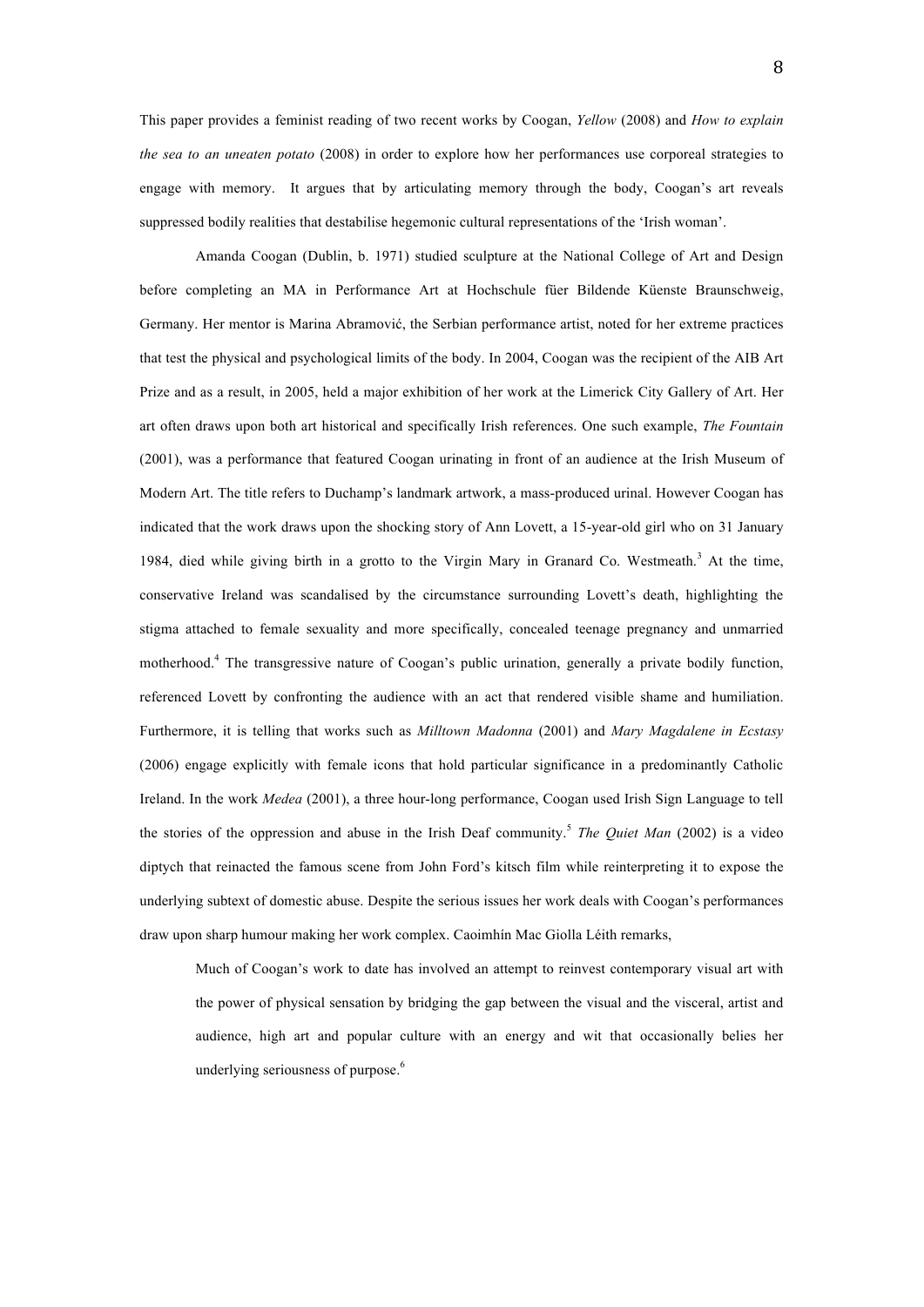This paper provides a feminist reading of two recent works by Coogan, *Yellow* (2008) and *How to explain the sea to an uneaten potato* (2008) in order to explore how her performances use corporeal strategies to engage with memory. It argues that by articulating memory through the body, Coogan's art reveals suppressed bodily realities that destabilise hegemonic cultural representations of the 'Irish woman'.

Amanda Coogan (Dublin, b. 1971) studied sculpture at the National College of Art and Design before completing an MA in Performance Art at Hochschule füer Bildende Küenste Braunschweig, Germany. Her mentor is Marina Abramović, the Serbian performance artist, noted for her extreme practices that test the physical and psychological limits of the body. In 2004, Coogan was the recipient of the AIB Art Prize and as a result, in 2005, held a major exhibition of her work at the Limerick City Gallery of Art. Her art often draws upon both art historical and specifically Irish references. One such example, *The Fountain* (2001), was a performance that featured Coogan urinating in front of an audience at the Irish Museum of Modern Art. The title refers to Duchamp's landmark artwork, a mass-produced urinal. However Coogan has indicated that the work draws upon the shocking story of Ann Lovett, a 15-year-old girl who on 31 January 1984, died while giving birth in a grotto to the Virgin Mary in Granard Co. Westmeath.[3] At the time, conservative Ireland was scandalised by the circumstance surrounding Lovett's death, highlighting the stigma attached to female sexuality and more specifically, concealed teenage pregnancy and unmarried motherhood.[4] The transgressive nature of Coogan's public urination, generally a private bodily function, referenced Lovett by confronting the audience with an act that rendered visible shame and humiliation. Furthermore, it is telling that works such as *Milltown Madonna* (2001) and *Mary Magdalene in Ecstasy* (2006) engage explicitly with female icons that hold particular significance in a predominantly Catholic Ireland. In the work *Medea* (2001), a three hour-long performance, Coogan used Irish Sign Language to tell the stories of the oppression and abuse in the Irish Deaf community.[5] *The Quiet Man* (2002) is a video diptych that reinacted the famous scene from John Ford's kitsch film while reinterpreting it to expose the underlying subtext of domestic abuse. Despite the serious issues her work deals with Coogan's performances draw upon sharp humour making her work complex. Caoimhín Mac Giolla Léith remarks,

> Much of Coogan's work to date has involved an attempt to reinvest contemporary visual art with the power of physical sensation by bridging the gap between the visual and the visceral, artist and audience, high art and popular culture with an energy and wit that occasionally belies her underlying seriousness of purpose.[6]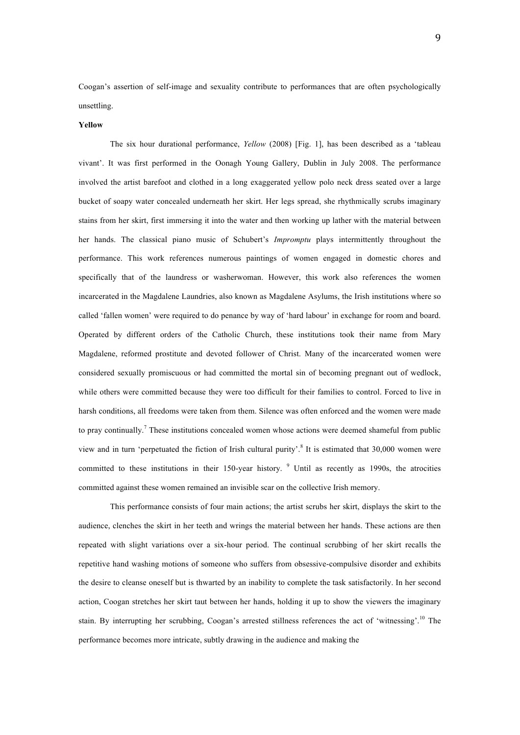Coogan's assertion of self-image and sexuality contribute to performances that are often psychologically unsettling.

**Yellow**

The six hour durational performance, *Yellow* (2008) [Fig. 1], has been described as a 'tableau vivant'. It was first performed in the Oonagh Young Gallery, Dublin in July 2008. The performance involved the artist barefoot and clothed in a long exaggerated yellow polo neck dress seated over a large bucket of soapy water concealed underneath her skirt. Her legs spread, she rhythmically scrubs imaginary stains from her skirt, first immersing it into the water and then working up lather with the material between her hands. The classical piano music of Schubert's *Impromptu* plays intermittently throughout the performance. This work references numerous paintings of women engaged in domestic chores and specifically that of the laundress or washerwoman. However, this work also references the women incarcerated in the Magdalene Laundries, also known as Magdalene Asylums, the Irish institutions where so called 'fallen women' were required to do penance by way of 'hard labour' in exchange for room and board. Operated by different orders of the Catholic Church, these institutions took their name from Mary Magdalene, reformed prostitute and devoted follower of Christ. Many of the incarcerated women were considered sexually promiscuous or had committed the mortal sin of becoming pregnant out of wedlock, while others were committed because they were too difficult for their families to control. Forced to live in harsh conditions, all freedoms were taken from them. Silence was often enforced and the women were made to pray continually.[7] These institutions concealed women whose actions were deemed shameful from public view and in turn 'perpetuated the fiction of Irish cultural purity'.[8] It is estimated that 30,000 women were committed to these institutions in their 150-year history. [9] Until as recently as 1990s, the atrocities committed against these women remained an invisible scar on the collective Irish memory.

This performance consists of four main actions; the artist scrubs her skirt, displays the skirt to the audience, clenches the skirt in her teeth and wrings the material between her hands. These actions are then repeated with slight variations over a six-hour period. The continual scrubbing of her skirt recalls the repetitive hand washing motions of someone who suffers from obsessive-compulsive disorder and exhibits the desire to cleanse oneself but is thwarted by an inability to complete the task satisfactorily. In her second action, Coogan stretches her skirt taut between her hands, holding it up to show the viewers the imaginary stain. By interrupting her scrubbing, Coogan's arrested stillness references the act of 'witnessing'.[10] The performance becomes more intricate, subtly drawing in the audience and making the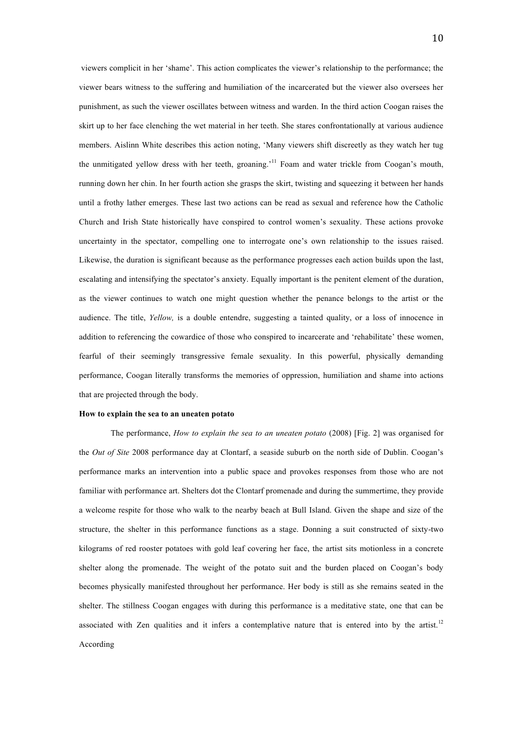viewers complicit in her 'shame'. This action complicates the viewer's relationship to the performance; the viewer bears witness to the suffering and humiliation of the incarcerated but the viewer also oversees her punishment, as such the viewer oscillates between witness and warden. In the third action Coogan raises the skirt up to her face clenching the wet material in her teeth. She stares confrontationally at various audience members. Aislinn White describes this action noting, 'Many viewers shift discreetly as they watch her tug the unmitigated yellow dress with her teeth, groaning.'[11] Foam and water trickle from Coogan's mouth, running down her chin. In her fourth action she grasps the skirt, twisting and squeezing it between her hands until a frothy lather emerges. These last two actions can be read as sexual and reference how the Catholic Church and Irish State historically have conspired to control women's sexuality. These actions provoke uncertainty in the spectator, compelling one to interrogate one's own relationship to the issues raised. Likewise, the duration is significant because as the performance progresses each action builds upon the last, escalating and intensifying the spectator's anxiety. Equally important is the penitent element of the duration, as the viewer continues to watch one might question whether the penance belongs to the artist or the audience. The title, *Yellow,* is a double entendre, suggesting a tainted quality, or a loss of innocence in addition to referencing the cowardice of those who conspired to incarcerate and 'rehabilitate' these women, fearful of their seemingly transgressive female sexuality. In this powerful, physically demanding performance, Coogan literally transforms the memories of oppression, humiliation and shame into actions that are projected through the body.

**How to explain the sea to an uneaten potato**

The performance, *How to explain the sea to an uneaten potato* (2008) [Fig. 2] was organised for the *Out of Site* 2008 performance day at Clontarf, a seaside suburb on the north side of Dublin. Coogan's performance marks an intervention into a public space and provokes responses from those who are not familiar with performance art. Shelters dot the Clontarf promenade and during the summertime, they provide a welcome respite for those who walk to the nearby beach at Bull Island. Given the shape and size of the structure, the shelter in this performance functions as a stage. Donning a suit constructed of sixty-two kilograms of red rooster potatoes with gold leaf covering her face, the artist sits motionless in a concrete shelter along the promenade. The weight of the potato suit and the burden placed on Coogan's body becomes physically manifested throughout her performance. Her body is still as she remains seated in the shelter. The stillness Coogan engages with during this performance is a meditative state, one that can be associated with Zen qualities and it infers a contemplative nature that is entered into by the artist.[12] According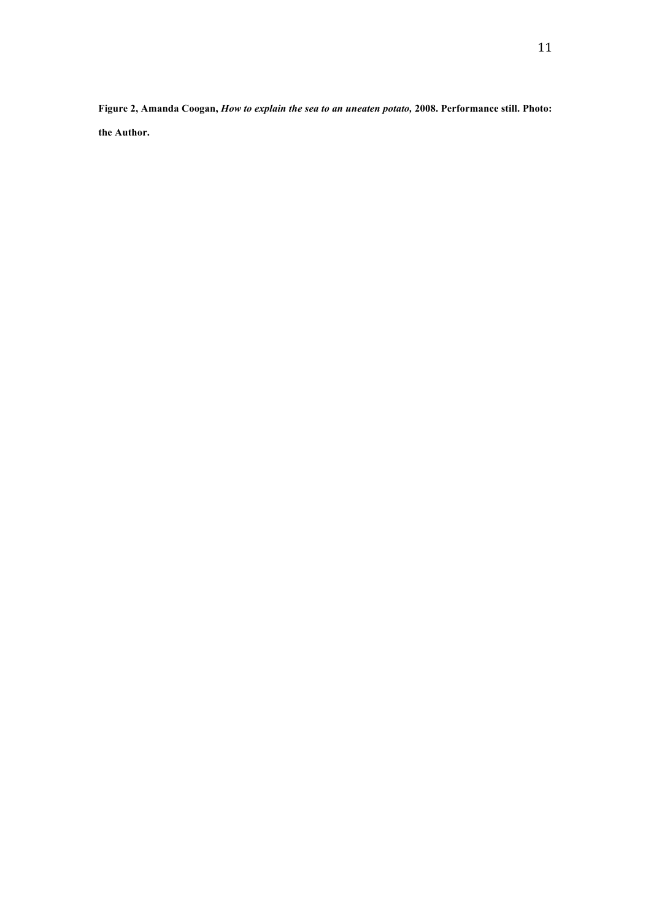**Figure 2, Amanda Coogan, *How to explain the sea to an uneaten potato,* 2008. Performance still. Photo: the Author.**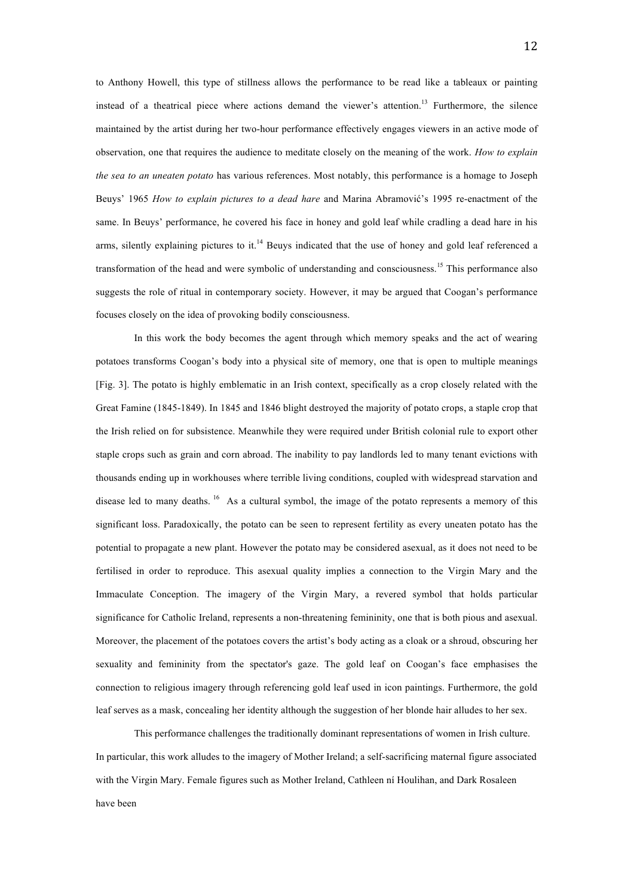to Anthony Howell, this type of stillness allows the performance to be read like a tableaux or painting instead of a theatrical piece where actions demand the viewer's attention.[13] Furthermore, the silence maintained by the artist during her two-hour performance effectively engages viewers in an active mode of observation, one that requires the audience to meditate closely on the meaning of the work. *How to explain the sea to an uneaten potato* has various references. Most notably, this performance is a homage to Joseph Beuys' 1965 *How to explain pictures to a dead hare* and Marina Abramović's 1995 re-enactment of the same. In Beuys' performance, he covered his face in honey and gold leaf while cradling a dead hare in his arms, silently explaining pictures to it.[14] Beuys indicated that the use of honey and gold leaf referenced a transformation of the head and were symbolic of understanding and consciousness.[15] This performance also suggests the role of ritual in contemporary society. However, it may be argued that Coogan's performance focuses closely on the idea of provoking bodily consciousness.

In this work the body becomes the agent through which memory speaks and the act of wearing potatoes transforms Coogan's body into a physical site of memory, one that is open to multiple meanings [Fig. 3]. The potato is highly emblematic in an Irish context, specifically as a crop closely related with the Great Famine (1845-1849). In 1845 and 1846 blight destroyed the majority of potato crops, a staple crop that the Irish relied on for subsistence. Meanwhile they were required under British colonial rule to export other staple crops such as grain and corn abroad. The inability to pay landlords led to many tenant evictions with thousands ending up in workhouses where terrible living conditions, coupled with widespread starvation and disease led to many deaths.[16] As a cultural symbol, the image of the potato represents a memory of this significant loss. Paradoxically, the potato can be seen to represent fertility as every uneaten potato has the potential to propagate a new plant. However the potato may be considered asexual, as it does not need to be fertilised in order to reproduce. This asexual quality implies a connection to the Virgin Mary and the Immaculate Conception. The imagery of the Virgin Mary, a revered symbol that holds particular significance for Catholic Ireland, represents a non-threatening femininity, one that is both pious and asexual. Moreover, the placement of the potatoes covers the artist's body acting as a cloak or a shroud, obscuring her sexuality and femininity from the spectator's gaze. The gold leaf on Coogan's face emphasises the connection to religious imagery through referencing gold leaf used in icon paintings. Furthermore, the gold leaf serves as a mask, concealing her identity although the suggestion of her blonde hair alludes to her sex.

This performance challenges the traditionally dominant representations of women in Irish culture. In particular, this work alludes to the imagery of Mother Ireland; a self-sacrificing maternal figure associated with the Virgin Mary. Female figures such as Mother Ireland, Cathleen ní Houlihan, and Dark Rosaleen have been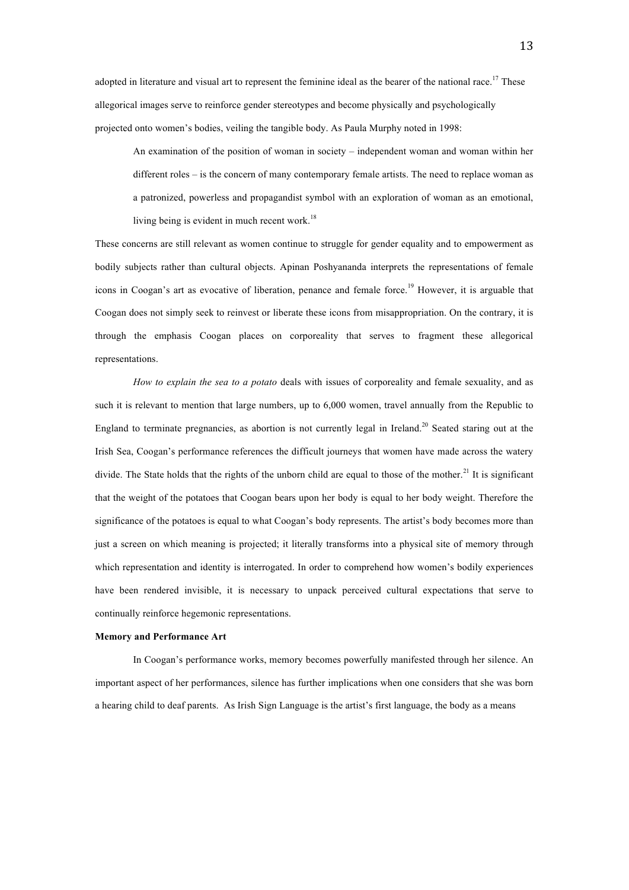adopted in literature and visual art to represent the feminine ideal as the bearer of the national race.[17] These allegorical images serve to reinforce gender stereotypes and become physically and psychologically projected onto women's bodies, veiling the tangible body. As Paula Murphy noted in 1998:

> An examination of the position of woman in society – independent woman and woman within her different roles – is the concern of many contemporary female artists. The need to replace woman as a patronized, powerless and propagandist symbol with an exploration of woman as an emotional, living being is evident in much recent work.[18]

These concerns are still relevant as women continue to struggle for gender equality and to empowerment as bodily subjects rather than cultural objects. Apinan Poshyananda interprets the representations of female icons in Coogan's art as evocative of liberation, penance and female force.[19] However, it is arguable that Coogan does not simply seek to reinvest or liberate these icons from misappropriation. On the contrary, it is through the emphasis Coogan places on corporeality that serves to fragment these allegorical representations.

*How to explain the sea to a potato* deals with issues of corporeality and female sexuality, and as such it is relevant to mention that large numbers, up to 6,000 women, travel annually from the Republic to England to terminate pregnancies, as abortion is not currently legal in Ireland.[20] Seated staring out at the Irish Sea, Coogan's performance references the difficult journeys that women have made across the watery divide. The State holds that the rights of the unborn child are equal to those of the mother.[21] It is significant that the weight of the potatoes that Coogan bears upon her body is equal to her body weight. Therefore the significance of the potatoes is equal to what Coogan's body represents. The artist's body becomes more than just a screen on which meaning is projected; it literally transforms into a physical site of memory through which representation and identity is interrogated. In order to comprehend how women's bodily experiences have been rendered invisible, it is necessary to unpack perceived cultural expectations that serve to continually reinforce hegemonic representations.

**Memory and Performance Art**

In Coogan's performance works, memory becomes powerfully manifested through her silence. An important aspect of her performances, silence has further implications when one considers that she was born a hearing child to deaf parents. As Irish Sign Language is the artist's first language, the body as a means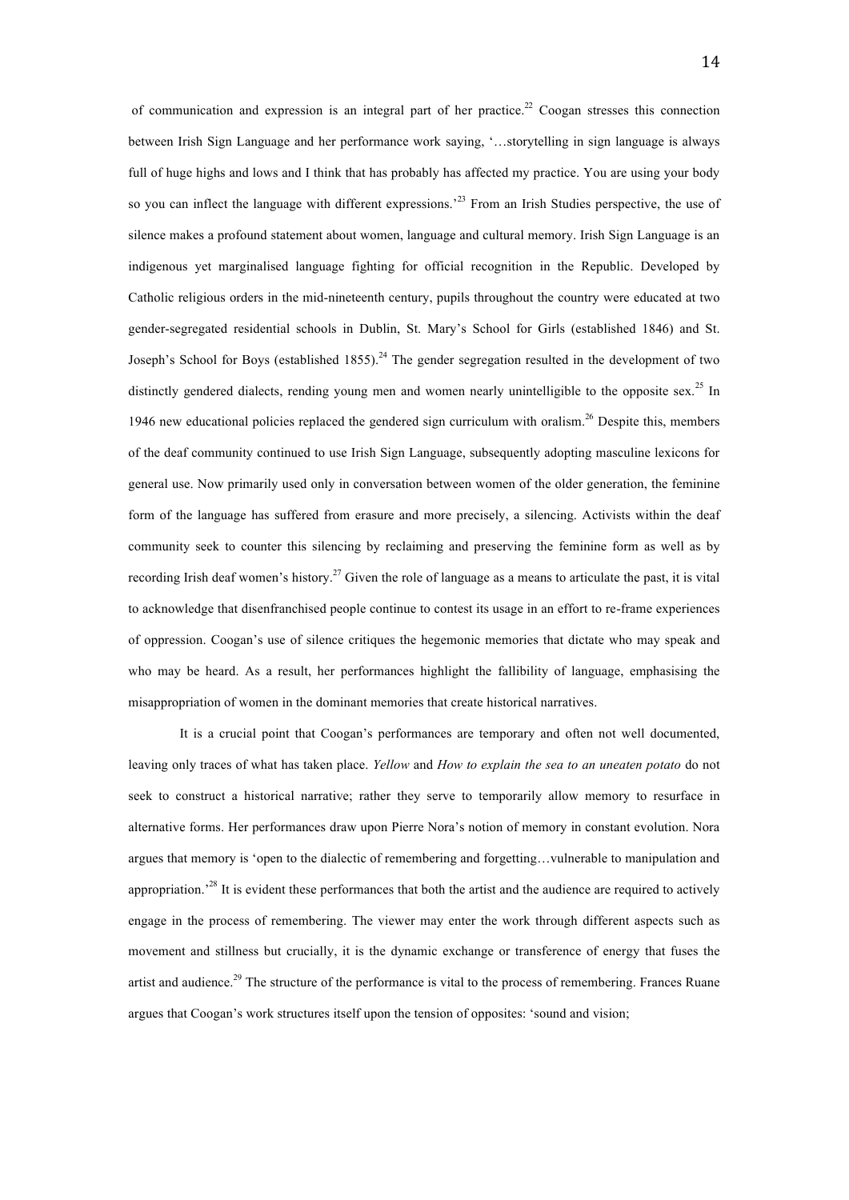of communication and expression is an integral part of her practice.[22] Coogan stresses this connection between Irish Sign Language and her performance work saying, '…storytelling in sign language is always full of huge highs and lows and I think that has probably has affected my practice. You are using your body so you can inflect the language with different expressions.'[23] From an Irish Studies perspective, the use of silence makes a profound statement about women, language and cultural memory. Irish Sign Language is an indigenous yet marginalised language fighting for official recognition in the Republic. Developed by Catholic religious orders in the mid-nineteenth century, pupils throughout the country were educated at two gender-segregated residential schools in Dublin, St. Mary's School for Girls (established 1846) and St. Joseph's School for Boys (established 1855).[24] The gender segregation resulted in the development of two distinctly gendered dialects, rending young men and women nearly unintelligible to the opposite sex.[25] In 1946 new educational policies replaced the gendered sign curriculum with oralism.[26] Despite this, members of the deaf community continued to use Irish Sign Language, subsequently adopting masculine lexicons for general use. Now primarily used only in conversation between women of the older generation, the feminine form of the language has suffered from erasure and more precisely, a silencing. Activists within the deaf community seek to counter this silencing by reclaiming and preserving the feminine form as well as by recording Irish deaf women's history.[27] Given the role of language as a means to articulate the past, it is vital to acknowledge that disenfranchised people continue to contest its usage in an effort to re-frame experiences of oppression. Coogan's use of silence critiques the hegemonic memories that dictate who may speak and who may be heard. As a result, her performances highlight the fallibility of language, emphasising the misappropriation of women in the dominant memories that create historical narratives.

It is a crucial point that Coogan's performances are temporary and often not well documented, leaving only traces of what has taken place. *Yellow* and *How to explain the sea to an uneaten potato* do not seek to construct a historical narrative; rather they serve to temporarily allow memory to resurface in alternative forms. Her performances draw upon Pierre Nora's notion of memory in constant evolution. Nora argues that memory is 'open to the dialectic of remembering and forgetting…vulnerable to manipulation and appropriation.'[28] It is evident these performances that both the artist and the audience are required to actively engage in the process of remembering. The viewer may enter the work through different aspects such as movement and stillness but crucially, it is the dynamic exchange or transference of energy that fuses the artist and audience.[29] The structure of the performance is vital to the process of remembering. Frances Ruane argues that Coogan's work structures itself upon the tension of opposites: 'sound and vision;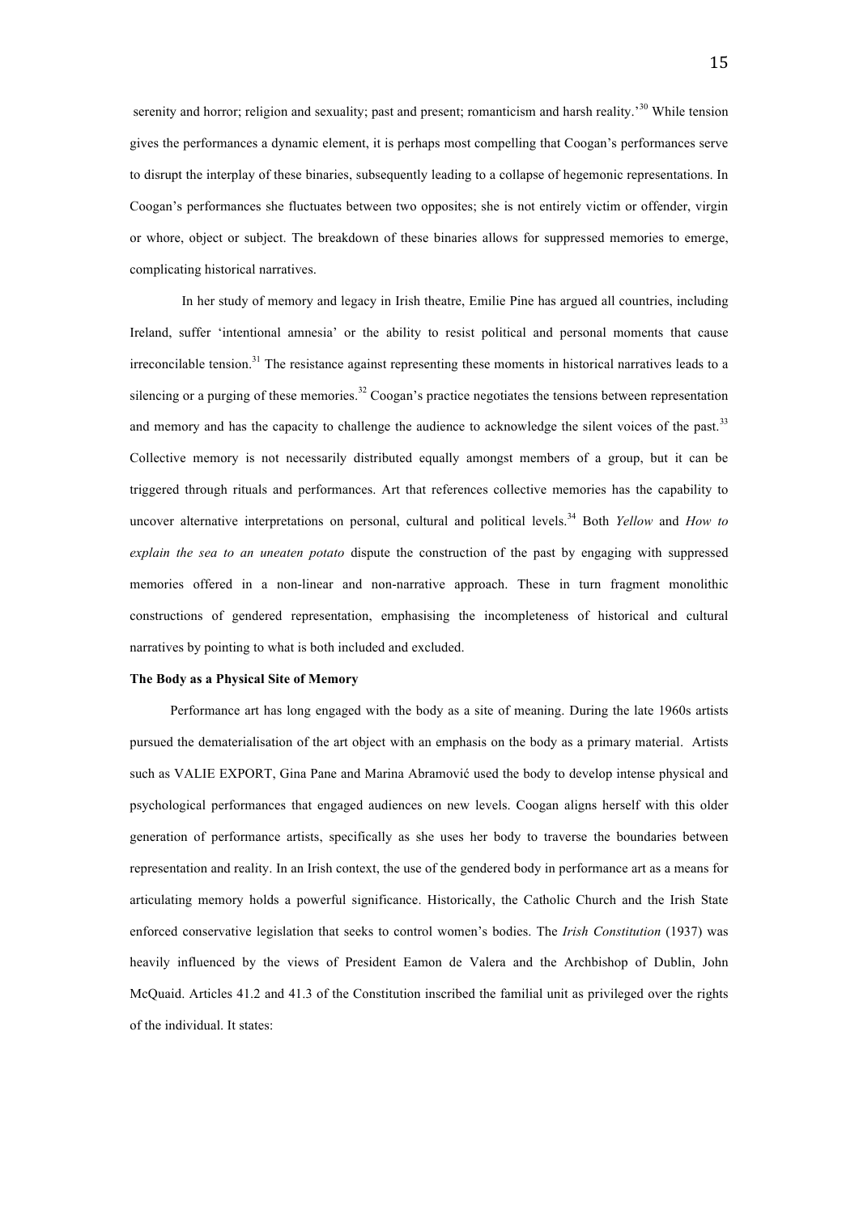serenity and horror; religion and sexuality; past and present; romanticism and harsh reality.'[30] While tension gives the performances a dynamic element, it is perhaps most compelling that Coogan's performances serve to disrupt the interplay of these binaries, subsequently leading to a collapse of hegemonic representations. In Coogan's performances she fluctuates between two opposites; she is not entirely victim or offender, virgin or whore, object or subject. The breakdown of these binaries allows for suppressed memories to emerge, complicating historical narratives.

In her study of memory and legacy in Irish theatre, Emilie Pine has argued all countries, including Ireland, suffer 'intentional amnesia' or the ability to resist political and personal moments that cause irreconcilable tension.[31] The resistance against representing these moments in historical narratives leads to a silencing or a purging of these memories.[32] Coogan's practice negotiates the tensions between representation and memory and has the capacity to challenge the audience to acknowledge the silent voices of the past.[33] Collective memory is not necessarily distributed equally amongst members of a group, but it can be triggered through rituals and performances. Art that references collective memories has the capability to uncover alternative interpretations on personal, cultural and political levels.[34] Both *Yellow* and *How to explain the sea to an uneaten potato* dispute the construction of the past by engaging with suppressed memories offered in a non-linear and non-narrative approach. These in turn fragment monolithic constructions of gendered representation, emphasising the incompleteness of historical and cultural narratives by pointing to what is both included and excluded.

**The Body as a Physical Site of Memory**

Performance art has long engaged with the body as a site of meaning. During the late 1960s artists pursued the dematerialisation of the art object with an emphasis on the body as a primary material. Artists such as VALIE EXPORT, Gina Pane and Marina Abramović used the body to develop intense physical and psychological performances that engaged audiences on new levels. Coogan aligns herself with this older generation of performance artists, specifically as she uses her body to traverse the boundaries between representation and reality. In an Irish context, the use of the gendered body in performance art as a means for articulating memory holds a powerful significance. Historically, the Catholic Church and the Irish State enforced conservative legislation that seeks to control women's bodies. The *Irish Constitution* (1937) was heavily influenced by the views of President Eamon de Valera and the Archbishop of Dublin, John McQuaid. Articles 41.2 and 41.3 of the Constitution inscribed the familial unit as privileged over the rights of the individual. It states: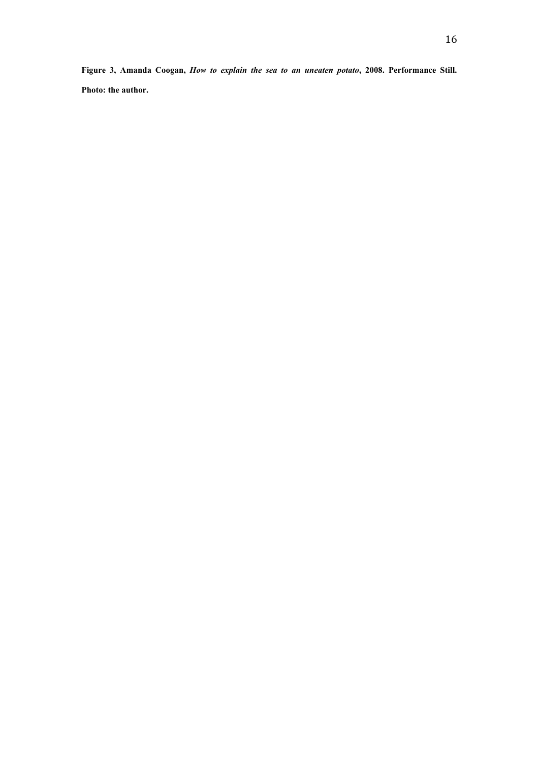**Figure 3, Amanda Coogan, *How to explain the sea to an uneaten potato*, 2008. Performance Still. Photo: the author.**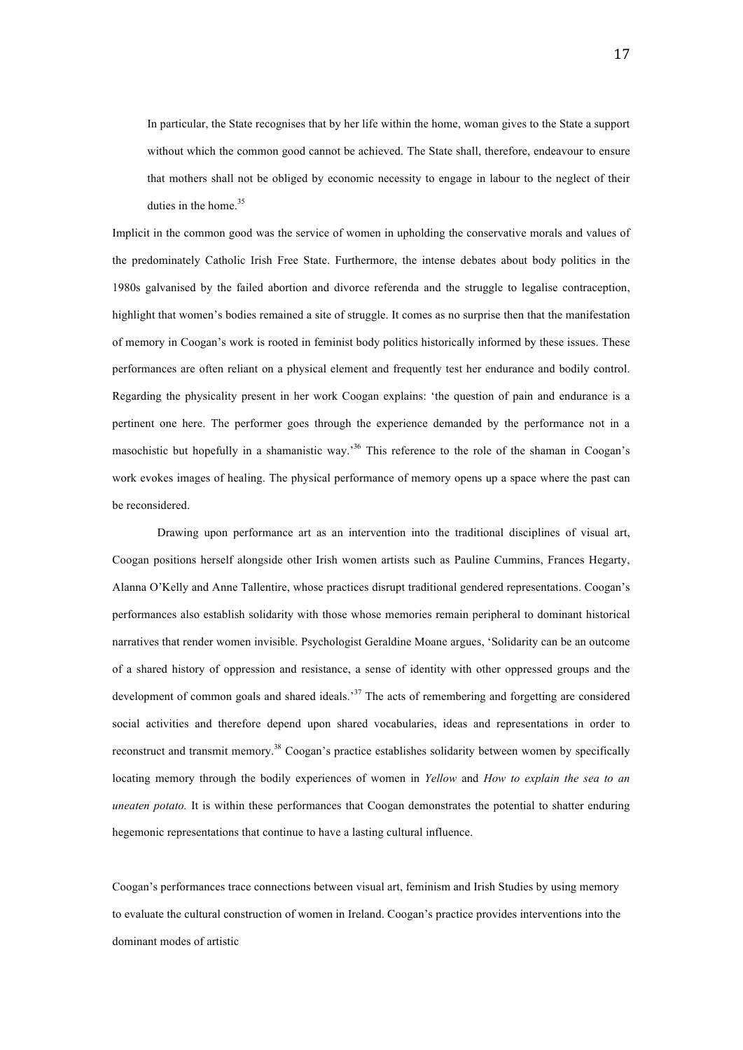> In particular, the State recognises that by her life within the home, woman gives to the State a support without which the common good cannot be achieved. The State shall, therefore, endeavour to ensure that mothers shall not be obliged by economic necessity to engage in labour to the neglect of their duties in the home.[35]

Implicit in the common good was the service of women in upholding the conservative morals and values of the predominately Catholic Irish Free State. Furthermore, the intense debates about body politics in the 1980s galvanised by the failed abortion and divorce referenda and the struggle to legalise contraception, highlight that women's bodies remained a site of struggle. It comes as no surprise then that the manifestation of memory in Coogan's work is rooted in feminist body politics historically informed by these issues. These performances are often reliant on a physical element and frequently test her endurance and bodily control. Regarding the physicality present in her work Coogan explains: 'the question of pain and endurance is a pertinent one here. The performer goes through the experience demanded by the performance not in a masochistic but hopefully in a shamanistic way.'[36] This reference to the role of the shaman in Coogan's work evokes images of healing. The physical performance of memory opens up a space where the past can be reconsidered.

Drawing upon performance art as an intervention into the traditional disciplines of visual art, Coogan positions herself alongside other Irish women artists such as Pauline Cummins, Frances Hegarty, Alanna O'Kelly and Anne Tallentire, whose practices disrupt traditional gendered representations. Coogan's performances also establish solidarity with those whose memories remain peripheral to dominant historical narratives that render women invisible. Psychologist Geraldine Moane argues, 'Solidarity can be an outcome of a shared history of oppression and resistance, a sense of identity with other oppressed groups and the development of common goals and shared ideals.'[37] The acts of remembering and forgetting are considered social activities and therefore depend upon shared vocabularies, ideas and representations in order to reconstruct and transmit memory.[38] Coogan's practice establishes solidarity between women by specifically locating memory through the bodily experiences of women in *Yellow* and *How to explain the sea to an uneaten potato.* It is within these performances that Coogan demonstrates the potential to shatter enduring hegemonic representations that continue to have a lasting cultural influence.

Coogan's performances trace connections between visual art, feminism and Irish Studies by using memory to evaluate the cultural construction of women in Ireland. Coogan's practice provides interventions into the dominant modes of artistic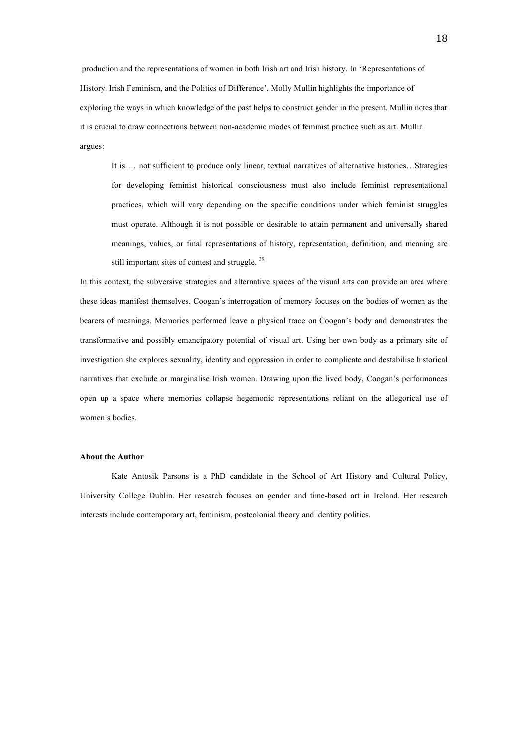production and the representations of women in both Irish art and Irish history. In 'Representations of History, Irish Feminism, and the Politics of Difference', Molly Mullin highlights the importance of exploring the ways in which knowledge of the past helps to construct gender in the present. Mullin notes that it is crucial to draw connections between non-academic modes of feminist practice such as art. Mullin argues:

> It is … not sufficient to produce only linear, textual narratives of alternative histories…Strategies for developing feminist historical consciousness must also include feminist representational practices, which will vary depending on the specific conditions under which feminist struggles must operate. Although it is not possible or desirable to attain permanent and universally shared meanings, values, or final representations of history, representation, definition, and meaning are still important sites of contest and struggle. [39]

In this context, the subversive strategies and alternative spaces of the visual arts can provide an area where these ideas manifest themselves. Coogan's interrogation of memory focuses on the bodies of women as the bearers of meanings. Memories performed leave a physical trace on Coogan's body and demonstrates the transformative and possibly emancipatory potential of visual art. Using her own body as a primary site of investigation she explores sexuality, identity and oppression in order to complicate and destabilise historical narratives that exclude or marginalise Irish women. Drawing upon the lived body, Coogan's performances open up a space where memories collapse hegemonic representations reliant on the allegorical use of women's bodies.

**About the Author**

Kate Antosik Parsons is a PhD candidate in the School of Art History and Cultural Policy, University College Dublin. Her research focuses on gender and time-based art in Ireland. Her research interests include contemporary art, feminism, postcolonial theory and identity politics.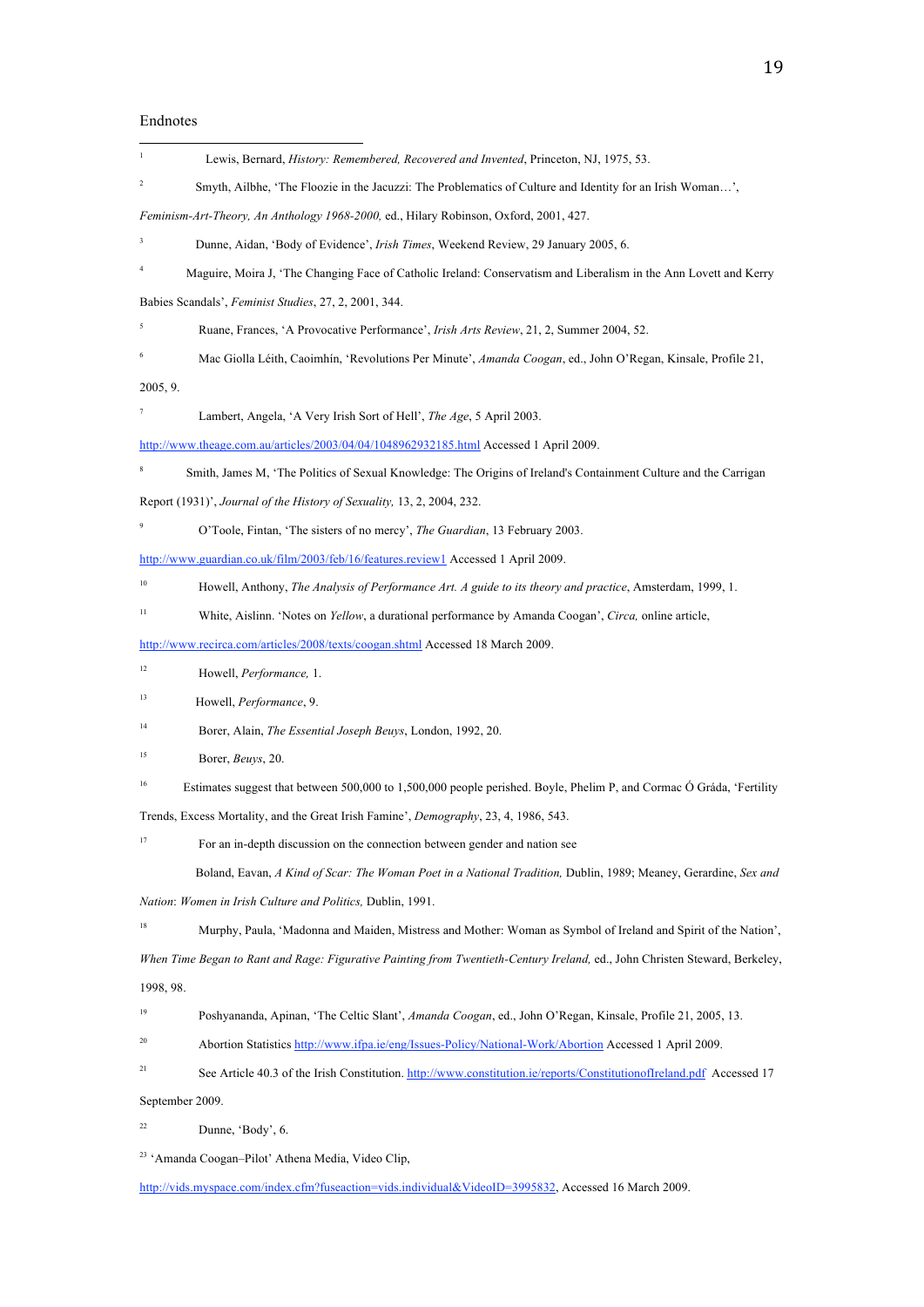Endnotes

1. Lewis, Bernard, *History: Remembered, Recovered and Invented*, Princeton, NJ, 1975, 53.

2. Smyth, Ailbhe, 'The Floozie in the Jacuzzi: The Problematics of Culture and Identity for an Irish Woman…', *Feminism-Art-Theory, An Anthology 1968-2000,* ed., Hilary Robinson, Oxford, 2001, 427.

3. Dunne, Aidan, 'Body of Evidence', *Irish Times*, Weekend Review, 29 January 2005, 6.

4. Maguire, Moira J, 'The Changing Face of Catholic Ireland: Conservatism and Liberalism in the Ann Lovett and Kerry Babies Scandals', *Feminist Studies*, 27, 2, 2001, 344.

5. Ruane, Frances, 'A Provocative Performance', *Irish Arts Review*, 21, 2, Summer 2004, 52.

6. Mac Giolla Léith, Caoimhín, 'Revolutions Per Minute', *Amanda Coogan*, ed., John O'Regan, Kinsale, Profile 21, 2005, 9.

7. Lambert, Angela, 'A Very Irish Sort of Hell', *The Age*, 5 April 2003. http://www.theage.com.au/articles/2003/04/04/1048962932185.html Accessed 1 April 2009.

8. Smith, James M, 'The Politics of Sexual Knowledge: The Origins of Ireland's Containment Culture and the Carrigan Report (1931)', *Journal of the History of Sexuality,* 13, 2, 2004, 232.

9. O'Toole, Fintan, 'The sisters of no mercy', *The Guardian*, 13 February 2003. http://www.guardian.co.uk/film/2003/feb/16/features.review1 Accessed 1 April 2009.

10. Howell, Anthony, *The Analysis of Performance Art. A guide to its theory and practice*, Amsterdam, 1999, 1.

11. White, Aislinn. 'Notes on *Yellow*, a durational performance by Amanda Coogan', *Circa,* online article, http://www.recirca.com/articles/2008/texts/coogan.shtml Accessed 18 March 2009.

12. Howell, *Performance,* 1.

13. Howell, *Performance*, 9.

14. Borer, Alain, *The Essential Joseph Beuys*, London, 1992, 20.

15. Borer, *Beuys*, 20.

16. Estimates suggest that between 500,000 to 1,500,000 people perished. Boyle, Phelim P, and Cormac Ó Gráda, 'Fertility Trends, Excess Mortality, and the Great Irish Famine', *Demography*, 23, 4, 1986, 543.

17. For an in-depth discussion on the connection between gender and nation see Boland, Eavan, *A Kind of Scar: The Woman Poet in a National Tradition,* Dublin, 1989; Meaney, Gerardine, *Sex and Nation*: *Women in Irish Culture and Politics,* Dublin, 1991.

18. Murphy, Paula, 'Madonna and Maiden, Mistress and Mother: Woman as Symbol of Ireland and Spirit of the Nation', *When Time Began to Rant and Rage: Figurative Painting from Twentieth-Century Ireland,* ed., John Christen Steward, Berkeley, 1998, 98.

19. Poshyananda, Apinan, 'The Celtic Slant', *Amanda Coogan*, ed., John O'Regan, Kinsale, Profile 21, 2005, 13.

20. Abortion Statistics http://www.ifpa.ie/eng/Issues-Policy/National-Work/Abortion Accessed 1 April 2009.

21. See Article 40.3 of the Irish Constitution. http://www.constitution.ie/reports/ConstitutionofIreland.pdf Accessed 17 September 2009.

22. Dunne, 'Body', 6.

23. 'Amanda Coogan–Pilot' Athena Media, Video Clip, http://vids.myspace.com/index.cfm?fuseaction=vids.individual&VideoID=3995832, Accessed 16 March 2009.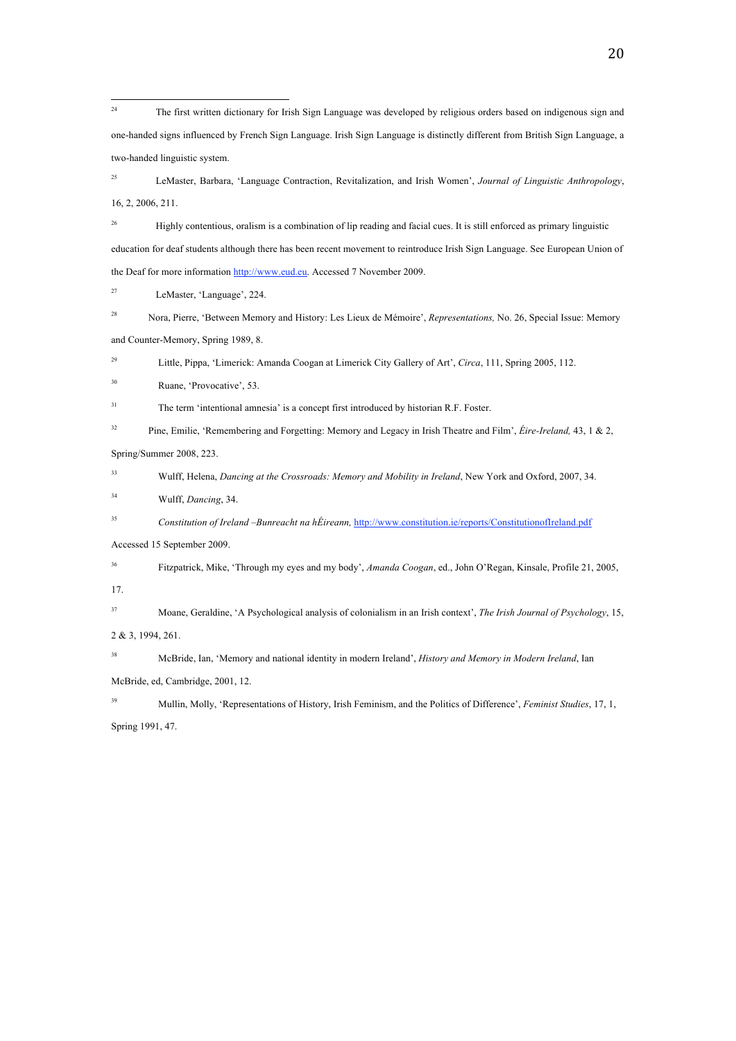[24] The first written dictionary for Irish Sign Language was developed by religious orders based on indigenous sign and one-handed signs influenced by French Sign Language. Irish Sign Language is distinctly different from British Sign Language, a two-handed linguistic system.

[25] LeMaster, Barbara, 'Language Contraction, Revitalization, and Irish Women', *Journal of Linguistic Anthropology*, 16, 2, 2006, 211.

[26] Highly contentious, oralism is a combination of lip reading and facial cues. It is still enforced as primary linguistic education for deaf students although there has been recent movement to reintroduce Irish Sign Language. See European Union of the Deaf for more information http://www.eud.eu. Accessed 7 November 2009.

[27] LeMaster, 'Language', 224.

[28] Nora, Pierre, 'Between Memory and History: Les Lieux de Mémoire', *Representations,* No. 26, Special Issue: Memory and Counter-Memory, Spring 1989, 8.

[29] Little, Pippa, 'Limerick: Amanda Coogan at Limerick City Gallery of Art', *Circa*, 111, Spring 2005, 112.

[30] Ruane, 'Provocative', 53.

[31] The term 'intentional amnesia' is a concept first introduced by historian R.F. Foster.

[32] Pine, Emilie, 'Remembering and Forgetting: Memory and Legacy in Irish Theatre and Film', *Éire-Ireland,* 43, 1 & 2, Spring/Summer 2008, 223.

[33] Wulff, Helena, *Dancing at the Crossroads: Memory and Mobility in Ireland*, New York and Oxford, 2007, 34.

[34] Wulff, *Dancing*, 34.

[35] *Constitution of Ireland –Bunreacht na hÉireann,* http://www.constitution.ie/reports/ConstitutionofIreland.pdf Accessed 15 September 2009.

[36] Fitzpatrick, Mike, 'Through my eyes and my body', *Amanda Coogan*, ed., John O'Regan, Kinsale, Profile 21, 2005, 17.

[37] Moane, Geraldine, 'A Psychological analysis of colonialism in an Irish context', *The Irish Journal of Psychology*, 15, 2 & 3, 1994, 261.

[38] McBride, Ian, 'Memory and national identity in modern Ireland', *History and Memory in Modern Ireland*, Ian McBride, ed, Cambridge, 2001, 12.

[39] Mullin, Molly, 'Representations of History, Irish Feminism, and the Politics of Difference', *Feminist Studies*, 17, 1, Spring 1991, 47.